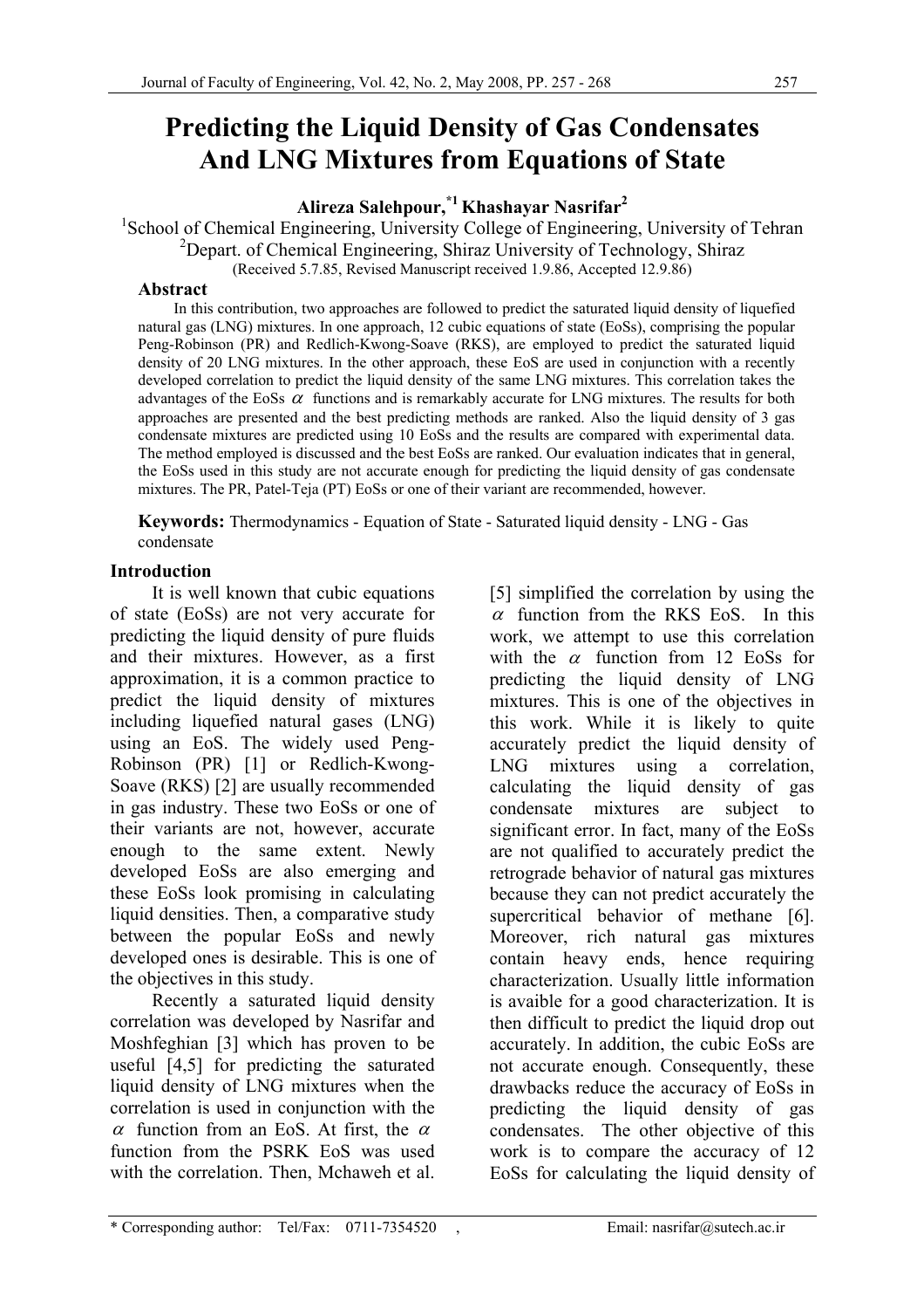# Predicting the Liquid Density of Gas Condensates And LNG Mixtures from Equations of State

**Alireza Salehpour,[*1] Khashayar Nasrifar[2]**

[1]School of Chemical Engineering, University College of Engineering, University of Tehran
[2]Depart. of Chemical Engineering, Shiraz University of Technology, Shiraz
(Received 5.7.85, Revised Manuscript received 1.9.86, Accepted 12.9.86)

### Abstract

In this contribution, two approaches are followed to predict the saturated liquid density of liquefied natural gas (LNG) mixtures. In one approach, 12 cubic equations of state (EoSs), comprising the popular Peng-Robinson (PR) and Redlich-Kwong-Soave (RKS), are employed to predict the saturated liquid density of 20 LNG mixtures. In the other approach, these EoS are used in conjunction with a recently developed correlation to predict the liquid density of the same LNG mixtures. This correlation takes the advantages of the EoSs $\alpha$ functions and is remarkably accurate for LNG mixtures. The results for both approaches are presented and the best predicting methods are ranked. Also the liquid density of 3 gas condensate mixtures are predicted using 10 EoSs and the results are compared with experimental data. The method employed is discussed and the best EoSs are ranked. Our evaluation indicates that in general, the EoSs used in this study are not accurate enough for predicting the liquid density of gas condensate mixtures. The PR, Patel-Teja (PT) EoSs or one of their variant are recommended, however.

**Keywords:** Thermodynamics - Equation of State - Saturated liquid density - LNG - Gas condensate

### Introduction

It is well known that cubic equations of state (EoSs) are not very accurate for predicting the liquid density of pure fluids and their mixtures. However, as a first approximation, it is a common practice to predict the liquid density of mixtures including liquefied natural gases (LNG) using an EoS. The widely used Peng-Robinson (PR) [1] or Redlich-Kwong-Soave (RKS) [2] are usually recommended in gas industry. These two EoSs or one of their variants are not, however, accurate enough to the same extent. Newly developed EoSs are also emerging and these EoSs look promising in calculating liquid densities. Then, a comparative study between the popular EoSs and newly developed ones is desirable. This is one of the objectives in this study.

Recently a saturated liquid density correlation was developed by Nasrifar and Moshfeghian [3] which has proven to be useful [4,5] for predicting the saturated liquid density of LNG mixtures when the correlation is used in conjunction with the $\alpha$ function from an EoS. At first, the $\alpha$ function from the PSRK EoS was used with the correlation. Then, Mchaweh et al. [5] simplified the correlation by using the $\alpha$ function from the RKS EoS. In this work, we attempt to use this correlation with the $\alpha$ function from 12 EoSs for predicting the liquid density of LNG mixtures. This is one of the objectives in this work. While it is likely to quite accurately predict the liquid density of LNG mixtures using a correlation, calculating the liquid density of gas condensate mixtures are subject to significant error. In fact, many of the EoSs are not qualified to accurately predict the retrograde behavior of natural gas mixtures because they can not predict accurately the supercritical behavior of methane [6]. Moreover, rich natural gas mixtures contain heavy ends, hence requiring characterization. Usually little information is avaible for a good characterization. It is then difficult to predict the liquid drop out accurately. In addition, the cubic EoSs are not accurate enough. Consequently, these drawbacks reduce the accuracy of EoSs in predicting the liquid density of gas condensates. The other objective of this work is to compare the accuracy of 12 EoSs for calculating the liquid density of

* Corresponding author: Tel/Fax: 0711-7354520 , Email: nasrifar@sutech.ac.ir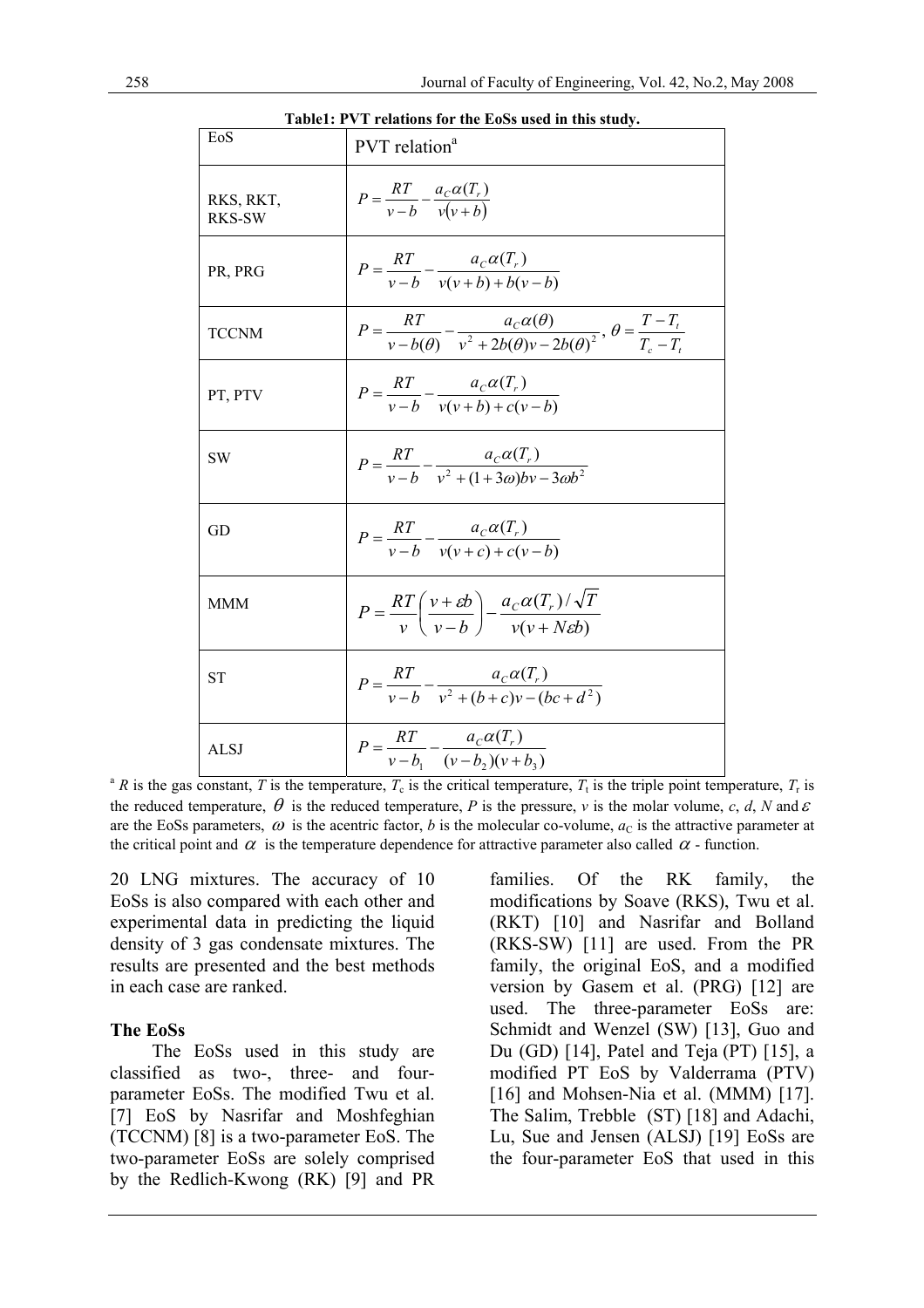**Table1: PVT relations for the EoSs used in this study.**

| EoS | PVT relation[a] |
|---|---|
| RKS, RKT, RKS-SW | $P = \frac{RT}{v-b} - \frac{a_C \alpha(T_r)}{v(v+b)}$ |
| PR, PRG | $P = \frac{RT}{v-b} - \frac{a_C \alpha(T_r)}{v(v+b)+b(v-b)}$ |
| TCCNM | $P = \frac{RT}{v-b(\theta)} - \frac{a_C \alpha(\theta)}{v^2 + 2b(\theta)v - 2b(\theta)^2}$, $\theta = \frac{T-T_t}{T_c - T_t}$ |
| PT, PTV | $P = \frac{RT}{v-b} - \frac{a_C \alpha(T_r)}{v(v+b)+c(v-b)}$ |
| SW | $P = \frac{RT}{v-b} - \frac{a_C \alpha(T_r)}{v^2 + (1+3\omega)bv - 3\omega b^2}$ |
| GD | $P = \frac{RT}{v-b} - \frac{a_C \alpha(T_r)}{v(v+c)+c(v-b)}$ |
| MMM | $P = \frac{RT}{v}\left(\frac{v+\varepsilon b}{v-b}\right) - \frac{a_C \alpha(T_r)/\sqrt{T}}{v(v+N\varepsilon b)}$ |
| ST | $P = \frac{RT}{v-b} - \frac{a_C \alpha(T_r)}{v^2 + (b+c)v - (bc+d^2)}$ |
| ALSJ | $P = \frac{RT}{v-b_1} - \frac{a_C \alpha(T_r)}{(v-b_2)(v+b_3)}$ |

[a] $R$ is the gas constant, $T$ is the temperature, $T_c$ is the critical temperature, $T_t$ is the triple point temperature, $T_r$ is the reduced temperature, $\theta$ is the reduced temperature, $P$ is the pressure, $v$ is the molar volume, $c$, $d$, $N$ and $\varepsilon$ are the EoSs parameters, $\omega$ is the acentric factor, $b$ is the molecular co-volume, $a_C$ is the attractive parameter at the critical point and $\alpha$ is the temperature dependence for attractive parameter also called $\alpha$ - function.

20 LNG mixtures. The accuracy of 10 EoSs is also compared with each other and experimental data in predicting the liquid density of 3 gas condensate mixtures. The results are presented and the best methods in each case are ranked.

## The EoSs

The EoSs used in this study are classified as two-, three- and four-parameter EoSs. The modified Twu et al. [7] EoS by Nasrifar and Moshfeghian (TCCNM) [8] is a two-parameter EoS. The two-parameter EoSs are solely comprised by the Redlich-Kwong (RK) [9] and PR families. Of the RK family, the modifications by Soave (RKS), Twu et al. (RKT) [10] and Nasrifar and Bolland (RKS-SW) [11] are used. From the PR family, the original EoS, and a modified version by Gasem et al. (PRG) [12] are used. The three-parameter EoSs are: Schmidt and Wenzel (SW) [13], Guo and Du (GD) [14], Patel and Teja (PT) [15], a modified PT EoS by Valderrama (PTV) [16] and Mohsen-Nia et al. (MMM) [17]. The Salim, Trebble (ST) [18] and Adachi, Lu, Sue and Jensen (ALSJ) [19] EoSs are the four-parameter EoS that used in this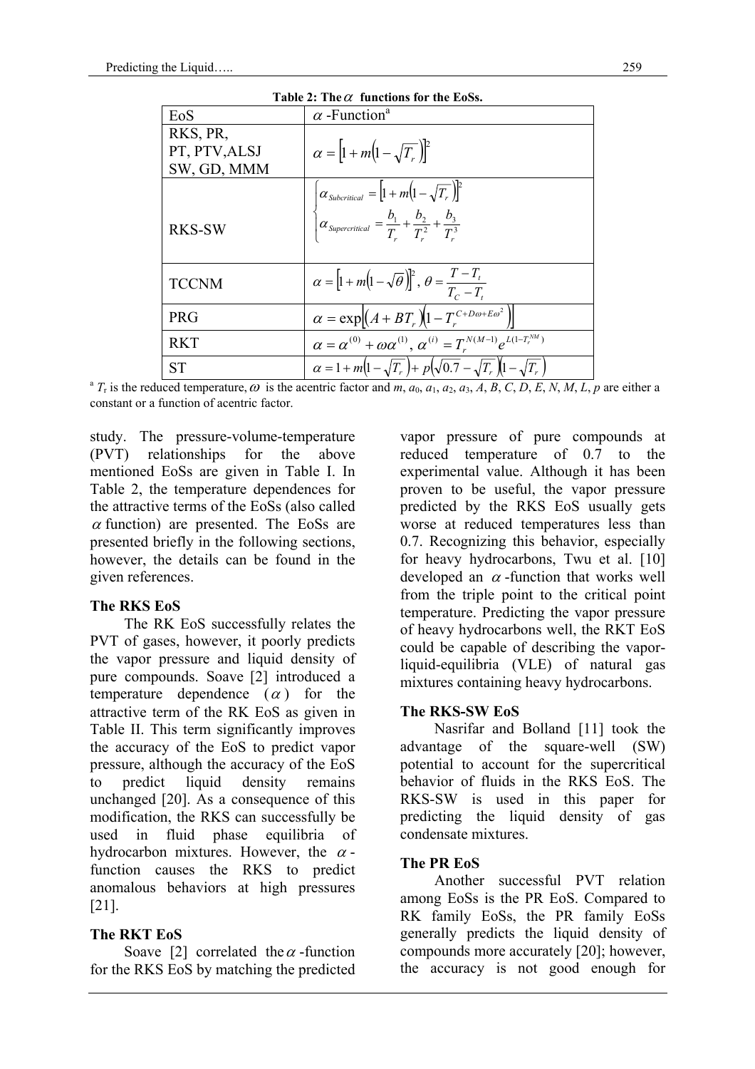**Table 2: The $\alpha$ functions for the EoSs.**

| EoS | $\alpha$ -Function[a] |
|---|---|
| RKS, PR, PT, PTV, ALSJ SW, GD, MMM | $\alpha = \left[1 + m\left(1 - \sqrt{T_r}\right)\right]^2$ |
| RKS-SW | $\begin{cases} \alpha_{Subcritical} = \left[1 + m\left(1 - \sqrt{T_r}\right)\right]^2 \\ \alpha_{Supercritical} = \dfrac{b_1}{T_r} + \dfrac{b_2}{T_r^2} + \dfrac{b_3}{T_r^3} \end{cases}$ |
| TCCNM | $\alpha = \left[1 + m\left(1 - \sqrt{\theta}\right)\right]^2$, $\theta = \dfrac{T - T_t}{T_C - T_t}$ |
| PRG | $\alpha = \exp\left[\left(A + BT_r\right)\left(1 - T_r^{C + D\omega + E\omega^2}\right)\right]$ |
| RKT | $\alpha = \alpha^{(0)} + \omega\alpha^{(1)}$, $\alpha^{(i)} = T_r^{N(M-1)} e^{L\left(1 - T_r^{NM}\right)}$ |
| ST | $\alpha = 1 + m\left(1 - \sqrt{T_r}\right) + p\left(\sqrt{0.7} - \sqrt{T_r}\right)\left(1 - \sqrt{T_r}\right)$ |

[a] $T_r$ is the reduced temperature, $\omega$ is the acentric factor and $m$, $a_0$, $a_1$, $a_2$, $a_3$, $A$, $B$, $C$, $D$, $E$, $N$, $M$, $L$, $p$ are either a constant or a function of acentric factor.

study. The pressure-volume-temperature (PVT) relationships for the above mentioned EoSs are given in Table I. In Table 2, the temperature dependences for the attractive terms of the EoSs (also called $\alpha$ function) are presented. The EoSs are presented briefly in the following sections, however, the details can be found in the given references.

### The RKS EoS

The RK EoS successfully relates the PVT of gases, however, it poorly predicts the vapor pressure and liquid density of pure compounds. Soave [2] introduced a temperature dependence ($\alpha$) for the attractive term of the RK EoS as given in Table II. This term significantly improves the accuracy of the EoS to predict vapor pressure, although the accuracy of the EoS to predict liquid density remains unchanged [20]. As a consequence of this modification, the RKS can successfully be used in fluid phase equilibria of hydrocarbon mixtures. However, the $\alpha$-function causes the RKS to predict anomalous behaviors at high pressures [21].

### The RKT EoS

Soave [2] correlated the $\alpha$-function for the RKS EoS by matching the predicted vapor pressure of pure compounds at reduced temperature of 0.7 to the experimental value. Although it has been proven to be useful, the vapor pressure predicted by the RKS EoS usually gets worse at reduced temperatures less than 0.7. Recognizing this behavior, especially for heavy hydrocarbons, Twu et al. [10] developed an $\alpha$-function that works well from the triple point to the critical point temperature. Predicting the vapor pressure of heavy hydrocarbons well, the RKT EoS could be capable of describing the vapor-liquid-equilibria (VLE) of natural gas mixtures containing heavy hydrocarbons.

### The RKS-SW EoS

Nasrifar and Bolland [11] took the advantage of the square-well (SW) potential to account for the supercritical behavior of fluids in the RKS EoS. The RKS-SW is used in this paper for predicting the liquid density of gas condensate mixtures.

### The PR EoS

Another successful PVT relation among EoSs is the PR EoS. Compared to RK family EoSs, the PR family EoSs generally predicts the liquid density of compounds more accurately [20]; however, the accuracy is not good enough for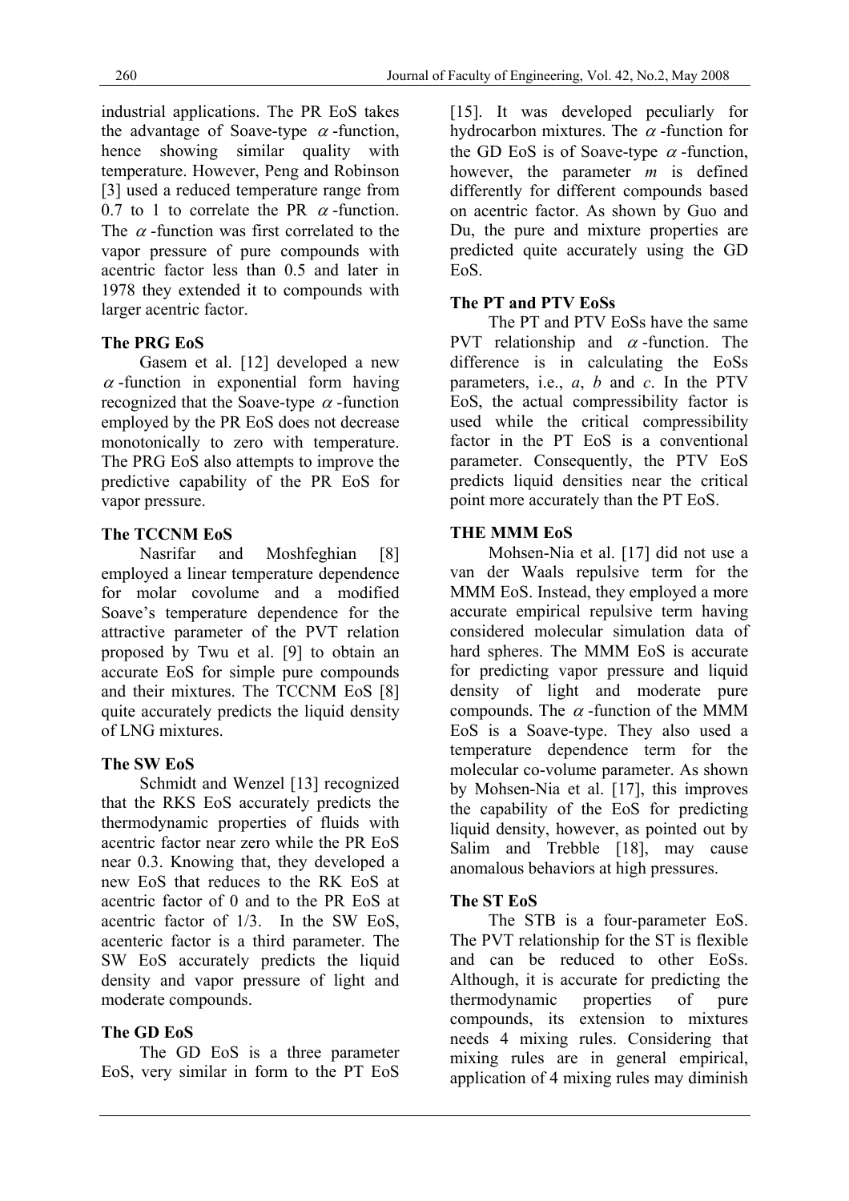industrial applications. The PR EoS takes the advantage of Soave-type $\alpha$-function, hence showing similar quality with temperature. However, Peng and Robinson [3] used a reduced temperature range from 0.7 to 1 to correlate the PR $\alpha$-function. The $\alpha$-function was first correlated to the vapor pressure of pure compounds with acentric factor less than 0.5 and later in 1978 they extended it to compounds with larger acentric factor.

**The PRG EoS**

Gasem et al. [12] developed a new $\alpha$-function in exponential form having recognized that the Soave-type $\alpha$-function employed by the PR EoS does not decrease monotonically to zero with temperature. The PRG EoS also attempts to improve the predictive capability of the PR EoS for vapor pressure.

**The TCCNM EoS**

Nasrifar and Moshfeghian [8] employed a linear temperature dependence for molar covolume and a modified Soave's temperature dependence for the attractive parameter of the PVT relation proposed by Twu et al. [9] to obtain an accurate EoS for simple pure compounds and their mixtures. The TCCNM EoS [8] quite accurately predicts the liquid density of LNG mixtures.

**The SW EoS**

Schmidt and Wenzel [13] recognized that the RKS EoS accurately predicts the thermodynamic properties of fluids with acentric factor near zero while the PR EoS near 0.3. Knowing that, they developed a new EoS that reduces to the RK EoS at acentric factor of 0 and to the PR EoS at acentric factor of 1/3. In the SW EoS, acenteric factor is a third parameter. The SW EoS accurately predicts the liquid density and vapor pressure of light and moderate compounds.

**The GD EoS**

The GD EoS is a three parameter EoS, very similar in form to the PT EoS [15]. It was developed peculiarly for hydrocarbon mixtures. The $\alpha$-function for the GD EoS is of Soave-type $\alpha$-function, however, the parameter $m$ is defined differently for different compounds based on acentric factor. As shown by Guo and Du, the pure and mixture properties are predicted quite accurately using the GD EoS.

**The PT and PTV EoSs**

The PT and PTV EoSs have the same PVT relationship and $\alpha$-function. The difference is in calculating the EoSs parameters, i.e., $a$, $b$ and $c$. In the PTV EoS, the actual compressibility factor is used while the critical compressibility factor in the PT EoS is a conventional parameter. Consequently, the PTV EoS predicts liquid densities near the critical point more accurately than the PT EoS.

**THE MMM EoS**

Mohsen-Nia et al. [17] did not use a van der Waals repulsive term for the MMM EoS. Instead, they employed a more accurate empirical repulsive term having considered molecular simulation data of hard spheres. The MMM EoS is accurate for predicting vapor pressure and liquid density of light and moderate pure compounds. The $\alpha$-function of the MMM EoS is a Soave-type. They also used a temperature dependence term for the molecular co-volume parameter. As shown by Mohsen-Nia et al. [17], this improves the capability of the EoS for predicting liquid density, however, as pointed out by Salim and Trebble [18], may cause anomalous behaviors at high pressures.

**The ST EoS**

The STB is a four-parameter EoS. The PVT relationship for the ST is flexible and can be reduced to other EoSs. Although, it is accurate for predicting the thermodynamic properties of pure compounds, its extension to mixtures needs 4 mixing rules. Considering that mixing rules are in general empirical, application of 4 mixing rules may diminish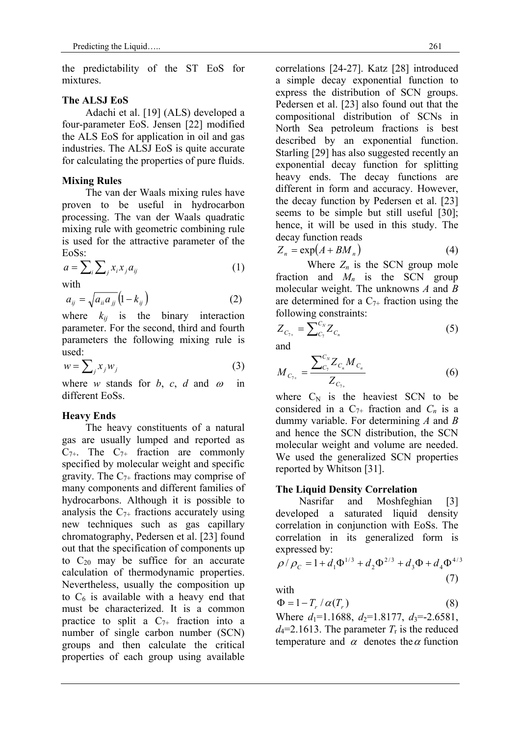the predictability of the ST EoS for mixtures.

### The ALSJ EoS

Adachi et al. [19] (ALS) developed a four-parameter EoS. Jensen [22] modified the ALS EoS for application in oil and gas industries. The ALSJ EoS is quite accurate for calculating the properties of pure fluids.

### Mixing Rules

The van der Waals mixing rules have proven to be useful in hydrocarbon processing. The van der Waals quadratic mixing rule with geometric combining rule is used for the attractive parameter of the EoSs:

$$a = \sum_i \sum_j x_i x_j a_{ij} \tag{1}$$

with

$$a_{ij} = \sqrt{a_{ii} a_{jj}}\left(1 - k_{ij}\right) \tag{2}$$

where $k_{ij}$ is the binary interaction parameter. For the second, third and fourth parameters the following mixing rule is used:

$$w = \sum_j x_j w_j \tag{3}$$

where $w$ stands for $b$, $c$, $d$ and $\omega$ in different EoSs.

### Heavy Ends

The heavy constituents of a natural gas are usually lumped and reported as $C_{7+}$. The $C_{7+}$ fraction are commonly specified by molecular weight and specific gravity. The $C_{7+}$ fractions may comprise of many components and different families of hydrocarbons. Although it is possible to analysis the $C_{7+}$ fractions accurately using new techniques such as gas capillary chromatography, Pedersen et al. [23] found out that the specification of components up to $C_{20}$ may be suffice for an accurate calculation of thermodynamic properties. Nevertheless, usually the composition up to $C_6$ is available with a heavy end that must be characterized. It is a common practice to split a $C_{7+}$ fraction into a number of single carbon number (SCN) groups and then calculate the critical properties of each group using available correlations [24-27]. Katz [28] introduced a simple decay exponential function to express the distribution of SCN groups. Pedersen et al. [23] also found out that the compositional distribution of SCNs in North Sea petroleum fractions is best described by an exponential function. Starling [29] has also suggested recently an exponential decay function for splitting heavy ends. The decay functions are different in form and accuracy. However, the decay function by Pedersen et al. [23] seems to be simple but still useful [30]; hence, it will be used in this study. The decay function reads

$$Z_n = \exp\left(A + BM_n\right) \tag{4}$$

Where $Z_n$ is the SCN group mole fraction and $M_n$ is the SCN group molecular weight. The unknowns $A$ and $B$ are determined for a $C_{7+}$ fraction using the following constraints:

$$Z_{C_{7+}} = \sum_{C_7}^{C_N} Z_{C_n} \tag{5}$$

and

$$M_{C_{7+}} = \frac{\sum_{C_7}^{C_N} Z_{C_n} M_{C_n}}{Z_{C_{7+}}} \tag{6}$$

where $C_N$ is the heaviest SCN to be considered in a $C_{7+}$ fraction and $C_n$ is a dummy variable. For determining $A$ and $B$ and hence the SCN distribution, the SCN molecular weight and volume are needed. We used the generalized SCN properties reported by Whitson [31].

### The Liquid Density Correlation

Nasrifar and Moshfeghian [3] developed a saturated liquid density correlation in conjunction with EoSs. The correlation in its generalized form is expressed by:

$$\rho / \rho_C = 1 + d_1 \Phi^{1/3} + d_2 \Phi^{2/3} + d_3 \Phi + d_4 \Phi^{4/3} \tag{7}$$

with

$$\Phi = 1 - T_r / \alpha(T_r) \tag{8}$$

Where $d_1$=1.1688, $d_2$=1.8177, $d_3$=-2.6581, $d_4$=2.1613. The parameter $T_r$ is the reduced temperature and $\alpha$ denotes the $\alpha$ function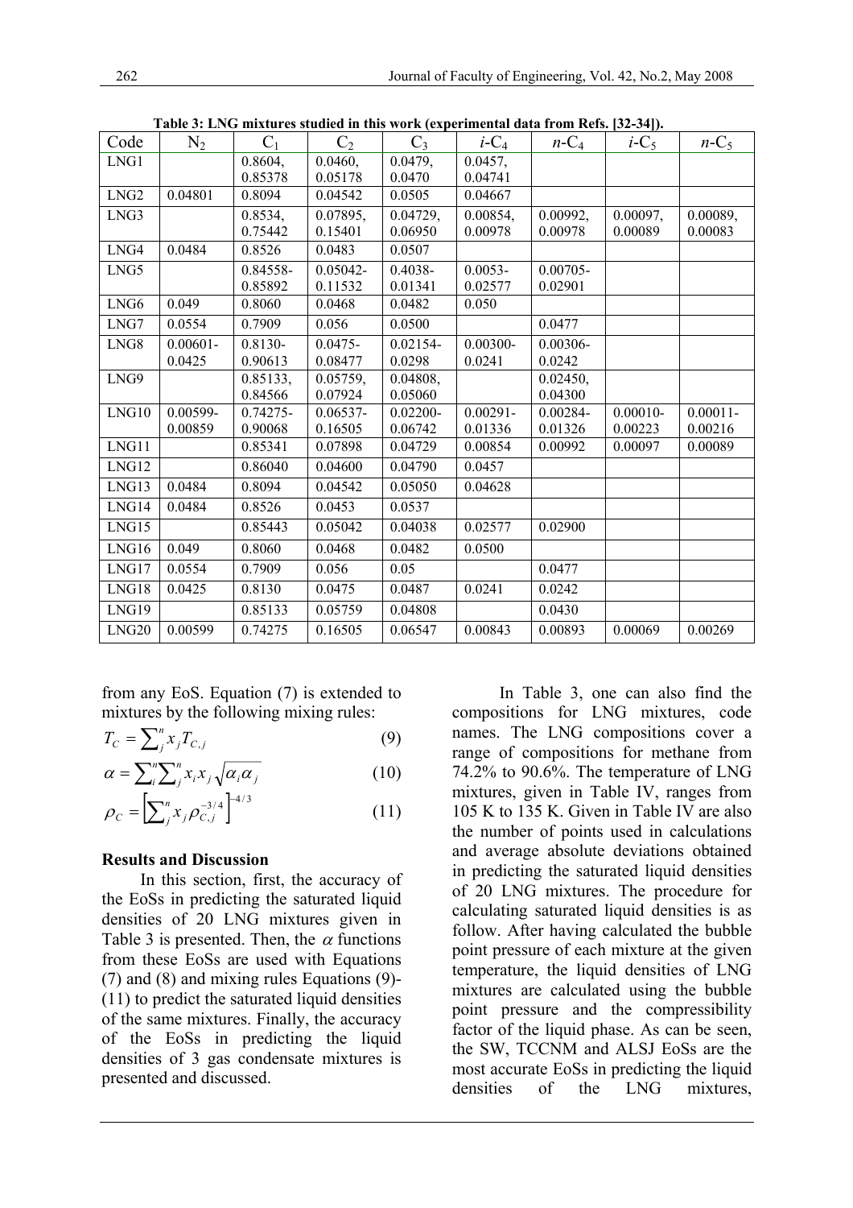**Table 3: LNG mixtures studied in this work (experimental data from Refs. [32-34]).**

| Code | $N_2$ | $C_1$ | $C_2$ | $C_3$ | $i$-$C_4$ | $n$-$C_4$ | $i$-$C_5$ | $n$-$C_5$ |
|---|---|---|---|---|---|---|---|---|
| LNG1 | | 0.8604, 0.85378 | 0.0460, 0.05178 | 0.0479, 0.0470 | 0.0457, 0.04741 | | | |
| LNG2 | 0.04801 | 0.8094 | 0.04542 | 0.0505 | 0.04667 | | | |
| LNG3 | | 0.8534, 0.75442 | 0.07895, 0.15401 | 0.04729, 0.06950 | 0.00854, 0.00978 | 0.00992, 0.00978 | 0.00097, 0.00089 | 0.00089, 0.00083 |
| LNG4 | 0.0484 | 0.8526 | 0.0483 | 0.0507 | | | | |
| LNG5 | | 0.84558-0.85892 | 0.05042-0.11532 | 0.4038-0.01341 | 0.0053-0.02577 | 0.00705-0.02901 | | |
| LNG6 | 0.049 | 0.8060 | 0.0468 | 0.0482 | 0.050 | | | |
| LNG7 | 0.0554 | 0.7909 | 0.056 | 0.0500 | | 0.0477 | | |
| LNG8 | 0.00601-0.0425 | 0.8130-0.90613 | 0.0475-0.08477 | 0.02154-0.0298 | 0.00300-0.0241 | 0.00306-0.0242 | | |
| LNG9 | | 0.85133, 0.84566 | 0.05759, 0.07924 | 0.04808, 0.05060 | | 0.02450, 0.04300 | | |
| LNG10 | 0.00599-0.00859 | 0.74275-0.90068 | 0.06537-0.16505 | 0.02200-0.06742 | 0.00291-0.01336 | 0.00284-0.01326 | 0.00010-0.00223 | 0.00011-0.00216 |
| LNG11 | | 0.85341 | 0.07898 | 0.04729 | 0.00854 | 0.00992 | 0.00097 | 0.00089 |
| LNG12 | | 0.86040 | 0.04600 | 0.04790 | 0.0457 | | | |
| LNG13 | 0.0484 | 0.8094 | 0.04542 | 0.05050 | 0.04628 | | | |
| LNG14 | 0.0484 | 0.8526 | 0.0453 | 0.0537 | | | | |
| LNG15 | | 0.85443 | 0.05042 | 0.04038 | 0.02577 | 0.02900 | | |
| LNG16 | 0.049 | 0.8060 | 0.0468 | 0.0482 | 0.0500 | | | |
| LNG17 | 0.0554 | 0.7909 | 0.056 | 0.05 | | 0.0477 | | |
| LNG18 | 0.0425 | 0.8130 | 0.0475 | 0.0487 | 0.0241 | 0.0242 | | |
| LNG19 | | 0.85133 | 0.05759 | 0.04808 | | 0.0430 | | |
| LNG20 | 0.00599 | 0.74275 | 0.16505 | 0.06547 | 0.00843 | 0.00893 | 0.00069 | 0.00269 |

from any EoS. Equation (7) is extended to mixtures by the following mixing rules:

$$T_C = \sum_j^n x_j T_{C,j} \tag{9}$$

$$\alpha = \sum_i^n \sum_j^n x_i x_j \sqrt{\alpha_i \alpha_j} \tag{10}$$

$$\rho_C = \left[\sum_j^n x_j \rho_{C,j}^{-3/4}\right]^{-4/3} \tag{11}$$

**Results and Discussion**

In this section, first, the accuracy of the EoSs in predicting the saturated liquid densities of 20 LNG mixtures given in Table 3 is presented. Then, the $\alpha$ functions from these EoSs are used with Equations (7) and (8) and mixing rules Equations (9)-(11) to predict the saturated liquid densities of the same mixtures. Finally, the accuracy of the EoSs in predicting the liquid densities of 3 gas condensate mixtures is presented and discussed.

In Table 3, one can also find the compositions for LNG mixtures, code names. The LNG compositions cover a range of compositions for methane from 74.2% to 90.6%. The temperature of LNG mixtures, given in Table IV, ranges from 105 K to 135 K. Given in Table IV are also the number of points used in calculations and average absolute deviations obtained in predicting the saturated liquid densities of 20 LNG mixtures. The procedure for calculating saturated liquid densities is as follow. After having calculated the bubble point pressure of each mixture at the given temperature, the liquid densities of LNG mixtures are calculated using the bubble point pressure and the compressibility factor of the liquid phase. As can be seen, the SW, TCCNM and ALSJ EoSs are the most accurate EoSs in predicting the liquid densities of the LNG mixtures,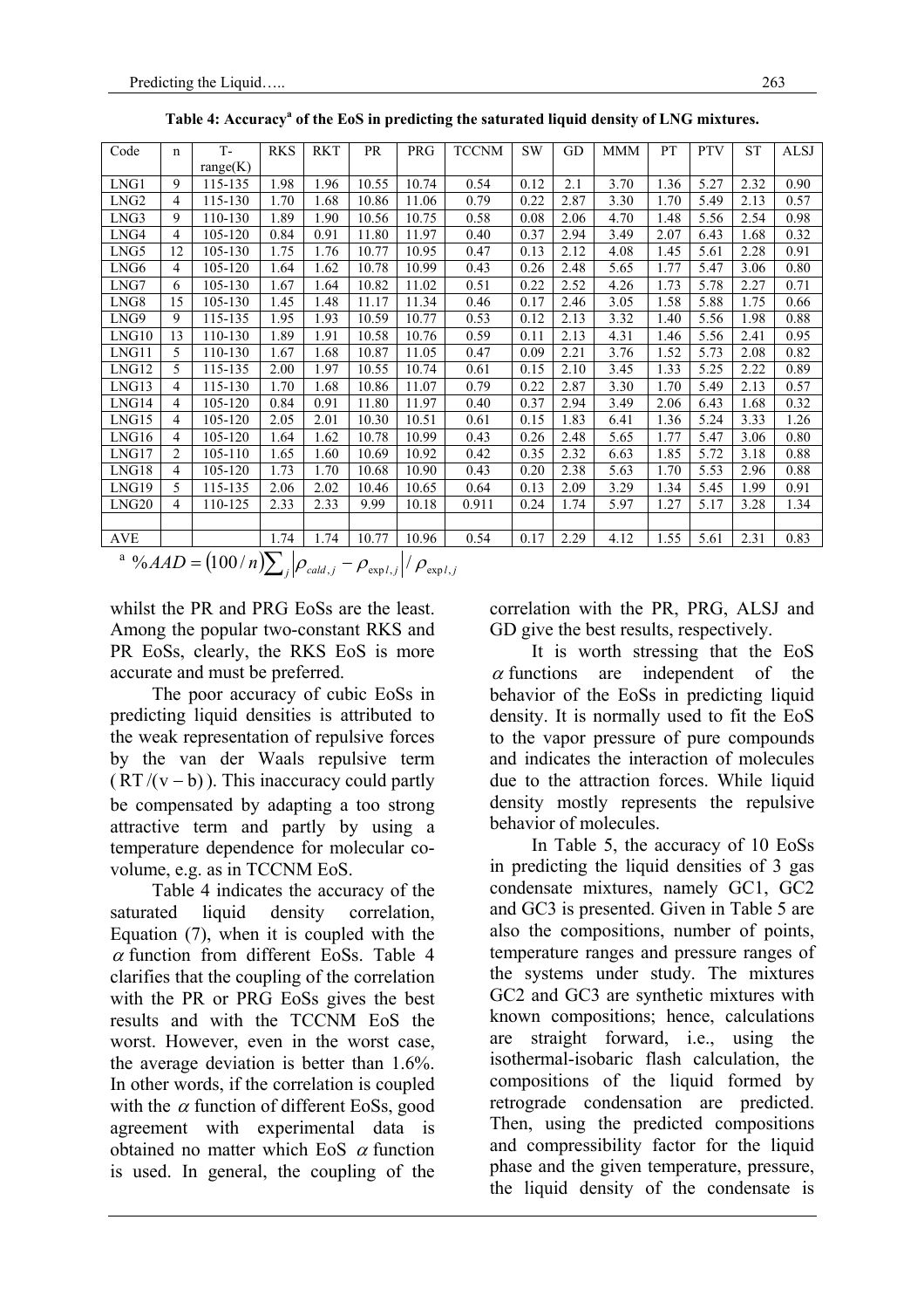**Table 4: Accuracy[a] of the EoS in predicting the saturated liquid density of LNG mixtures.**

| Code | n | T-range(K) | RKS | RKT | PR | PRG | TCCNM | SW | GD | MMM | PT | PTV | ST | ALSJ |
|---|---|---|---|---|---|---|---|---|---|---|---|---|---|---|
| LNG1 | 9 | 115-135 | 1.98 | 1.96 | 10.55 | 10.74 | 0.54 | 0.12 | 2.1 | 3.70 | 1.36 | 5.27 | 2.32 | 0.90 |
| LNG2 | 4 | 115-130 | 1.70 | 1.68 | 10.86 | 11.06 | 0.79 | 0.22 | 2.87 | 3.30 | 1.70 | 5.49 | 2.13 | 0.57 |
| LNG3 | 9 | 110-130 | 1.89 | 1.90 | 10.56 | 10.75 | 0.58 | 0.08 | 2.06 | 4.70 | 1.48 | 5.56 | 2.54 | 0.98 |
| LNG4 | 4 | 105-120 | 0.84 | 0.91 | 11.80 | 11.97 | 0.40 | 0.37 | 2.94 | 3.49 | 2.07 | 6.43 | 1.68 | 0.32 |
| LNG5 | 12 | 105-130 | 1.75 | 1.76 | 10.77 | 10.95 | 0.47 | 0.13 | 2.12 | 4.08 | 1.45 | 5.61 | 2.28 | 0.91 |
| LNG6 | 4 | 105-120 | 1.64 | 1.62 | 10.78 | 10.99 | 0.43 | 0.26 | 2.48 | 5.65 | 1.77 | 5.47 | 3.06 | 0.80 |
| LNG7 | 6 | 105-130 | 1.67 | 1.64 | 10.82 | 11.02 | 0.51 | 0.22 | 2.52 | 4.26 | 1.73 | 5.78 | 2.27 | 0.71 |
| LNG8 | 15 | 105-130 | 1.45 | 1.48 | 11.17 | 11.34 | 0.46 | 0.17 | 2.46 | 3.05 | 1.58 | 5.88 | 1.75 | 0.66 |
| LNG9 | 9 | 115-135 | 1.95 | 1.93 | 10.59 | 10.77 | 0.53 | 0.12 | 2.13 | 3.32 | 1.40 | 5.56 | 1.98 | 0.88 |
| LNG10 | 13 | 110-130 | 1.89 | 1.91 | 10.58 | 10.76 | 0.59 | 0.11 | 2.13 | 4.31 | 1.46 | 5.56 | 2.41 | 0.95 |
| LNG11 | 5 | 110-130 | 1.67 | 1.68 | 10.87 | 11.05 | 0.47 | 0.09 | 2.21 | 3.76 | 1.52 | 5.73 | 2.08 | 0.82 |
| LNG12 | 5 | 115-135 | 2.00 | 1.97 | 10.55 | 10.74 | 0.61 | 0.15 | 2.10 | 3.45 | 1.33 | 5.25 | 2.22 | 0.89 |
| LNG13 | 4 | 115-130 | 1.70 | 1.68 | 10.86 | 11.07 | 0.79 | 0.22 | 2.87 | 3.30 | 1.70 | 5.49 | 2.13 | 0.57 |
| LNG14 | 4 | 105-120 | 0.84 | 0.91 | 11.80 | 11.97 | 0.40 | 0.37 | 2.94 | 3.49 | 2.06 | 6.43 | 1.68 | 0.32 |
| LNG15 | 4 | 105-120 | 2.05 | 2.01 | 10.30 | 10.51 | 0.61 | 0.15 | 1.83 | 6.41 | 1.36 | 5.24 | 3.33 | 1.26 |
| LNG16 | 4 | 105-120 | 1.64 | 1.62 | 10.78 | 10.99 | 0.43 | 0.26 | 2.48 | 5.65 | 1.77 | 5.47 | 3.06 | 0.80 |
| LNG17 | 2 | 105-110 | 1.65 | 1.60 | 10.69 | 10.92 | 0.42 | 0.35 | 2.32 | 6.63 | 1.85 | 5.72 | 3.18 | 0.88 |
| LNG18 | 4 | 105-120 | 1.73 | 1.70 | 10.68 | 10.90 | 0.43 | 0.20 | 2.38 | 5.63 | 1.70 | 5.53 | 2.96 | 0.88 |
| LNG19 | 5 | 115-135 | 2.06 | 2.02 | 10.46 | 10.65 | 0.64 | 0.13 | 2.09 | 3.29 | 1.34 | 5.45 | 1.99 | 0.91 |
| LNG20 | 4 | 110-125 | 2.33 | 2.33 | 9.99 | 10.18 | 0.911 | 0.24 | 1.74 | 5.97 | 1.27 | 5.17 | 3.28 | 1.34 |
| | | | | | | | | | | | | | | |
| AVE | | | 1.74 | 1.74 | 10.77 | 10.96 | 0.54 | 0.17 | 2.29 | 4.12 | 1.55 | 5.61 | 2.31 | 0.83 |

[a] $\%AAD = (100/n)\sum_j \left|\rho_{cald,j} - \rho_{\exp l,j}\right| / \rho_{\exp l,j}$

whilst the PR and PRG EoSs are the least. Among the popular two-constant RKS and PR EoSs, clearly, the RKS EoS is more accurate and must be preferred.

The poor accuracy of cubic EoSs in predicting liquid densities is attributed to the weak representation of repulsive forces by the van der Waals repulsive term ($RT/(v-b)$). This inaccuracy could partly be compensated by adapting a too strong attractive term and partly by using a temperature dependence for molecular co-volume, e.g. as in TCCNM EoS.

Table 4 indicates the accuracy of the saturated liquid density correlation, Equation (7), when it is coupled with the $\alpha$ function from different EoSs. Table 4 clarifies that the coupling of the correlation with the PR or PRG EoSs gives the best results and with the TCCNM EoS the worst. However, even in the worst case, the average deviation is better than 1.6%. In other words, if the correlation is coupled with the $\alpha$ function of different EoSs, good agreement with experimental data is obtained no matter which EoS $\alpha$ function is used. In general, the coupling of the correlation with the PR, PRG, ALSJ and GD give the best results, respectively.

It is worth stressing that the EoS $\alpha$ functions are independent of the behavior of the EoSs in predicting liquid density. It is normally used to fit the EoS to the vapor pressure of pure compounds and indicates the interaction of molecules due to the attraction forces. While liquid density mostly represents the repulsive behavior of molecules.

In Table 5, the accuracy of 10 EoSs in predicting the liquid densities of 3 gas condensate mixtures, namely GC1, GC2 and GC3 is presented. Given in Table 5 are also the compositions, number of points, temperature ranges and pressure ranges of the systems under study. The mixtures GC2 and GC3 are synthetic mixtures with known compositions; hence, calculations are straight forward, i.e., using the isothermal-isobaric flash calculation, the compositions of the liquid formed by retrograde condensation are predicted. Then, using the predicted compositions and compressibility factor for the liquid phase and the given temperature, pressure, the liquid density of the condensate is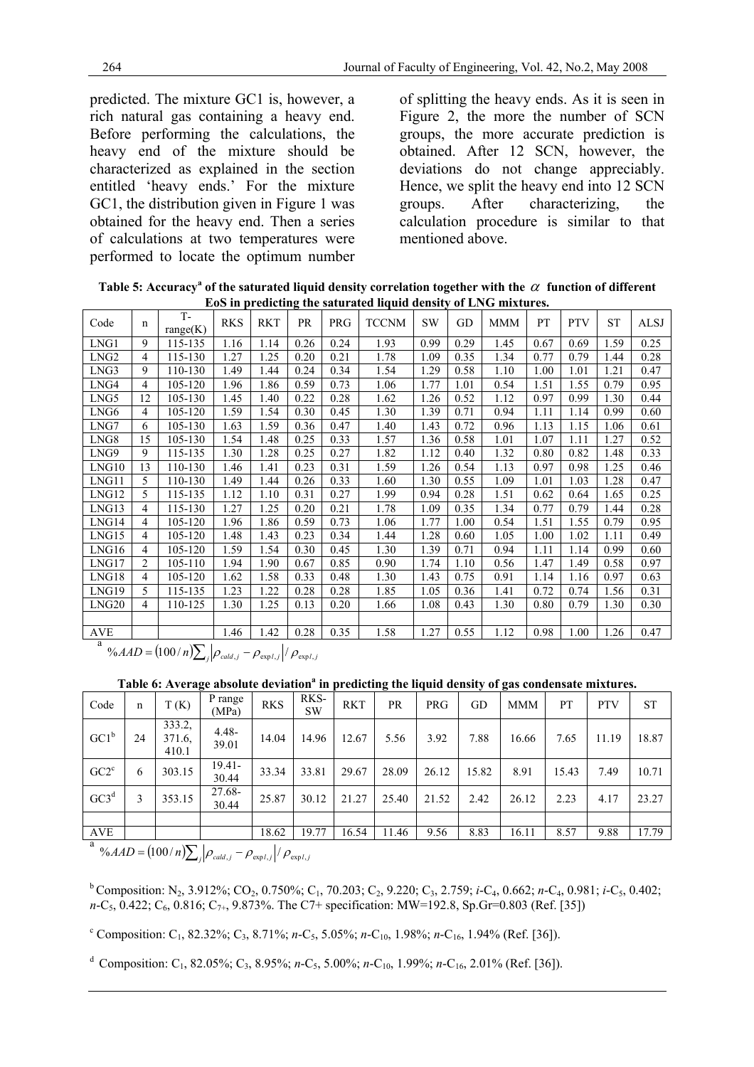predicted. The mixture GC1 is, however, a rich natural gas containing a heavy end. Before performing the calculations, the heavy end of the mixture should be characterized as explained in the section entitled 'heavy ends.' For the mixture GC1, the distribution given in Figure 1 was obtained for the heavy end. Then a series of calculations at two temperatures were performed to locate the optimum number of splitting the heavy ends. As it is seen in Figure 2, the more the number of SCN groups, the more accurate prediction is obtained. After 12 SCN, however, the deviations do not change appreciably. Hence, we split the heavy end into 12 SCN groups. After characterizing, the calculation procedure is similar to that mentioned above.

**Table 5: Accuracy[a] of the saturated liquid density correlation together with the $\alpha$ function of different EoS in predicting the saturated liquid density of LNG mixtures.**

| Code | n | T-range(K) | RKS | RKT | PR | PRG | TCCNM | SW | GD | MMM | PT | PTV | ST | ALSJ |
|---|---|---|---|---|---|---|---|---|---|---|---|---|---|---|
| LNG1 | 9 | 115-135 | 1.16 | 1.14 | 0.26 | 0.24 | 1.93 | 0.99 | 0.29 | 1.45 | 0.67 | 0.69 | 1.59 | 0.25 |
| LNG2 | 4 | 115-130 | 1.27 | 1.25 | 0.20 | 0.21 | 1.78 | 1.09 | 0.35 | 1.34 | 0.77 | 0.79 | 1.44 | 0.28 |
| LNG3 | 9 | 110-130 | 1.49 | 1.44 | 0.24 | 0.34 | 1.54 | 1.29 | 0.58 | 1.10 | 1.00 | 1.01 | 1.21 | 0.47 |
| LNG4 | 4 | 105-120 | 1.96 | 1.86 | 0.59 | 0.73 | 1.06 | 1.77 | 1.01 | 0.54 | 1.51 | 1.55 | 0.79 | 0.95 |
| LNG5 | 12 | 105-130 | 1.45 | 1.40 | 0.22 | 0.28 | 1.62 | 1.26 | 0.52 | 1.12 | 0.97 | 0.99 | 1.30 | 0.44 |
| LNG6 | 4 | 105-120 | 1.59 | 1.54 | 0.30 | 0.45 | 1.30 | 1.39 | 0.71 | 0.94 | 1.11 | 1.14 | 0.99 | 0.60 |
| LNG7 | 6 | 105-130 | 1.63 | 1.59 | 0.36 | 0.47 | 1.40 | 1.43 | 0.72 | 0.96 | 1.13 | 1.15 | 1.06 | 0.61 |
| LNG8 | 15 | 105-130 | 1.54 | 1.48 | 0.25 | 0.33 | 1.57 | 1.36 | 0.58 | 1.01 | 1.07 | 1.11 | 1.27 | 0.52 |
| LNG9 | 9 | 115-135 | 1.30 | 1.28 | 0.25 | 0.27 | 1.82 | 1.12 | 0.40 | 1.32 | 0.80 | 0.82 | 1.48 | 0.33 |
| LNG10 | 13 | 110-130 | 1.46 | 1.41 | 0.23 | 0.31 | 1.59 | 1.26 | 0.54 | 1.13 | 0.97 | 0.98 | 1.25 | 0.46 |
| LNG11 | 5 | 110-130 | 1.49 | 1.44 | 0.26 | 0.33 | 1.60 | 1.30 | 0.55 | 1.09 | 1.01 | 1.03 | 1.28 | 0.47 |
| LNG12 | 5 | 115-135 | 1.12 | 1.10 | 0.31 | 0.27 | 1.99 | 0.94 | 0.28 | 1.51 | 0.62 | 0.64 | 1.65 | 0.25 |
| LNG13 | 4 | 115-130 | 1.27 | 1.25 | 0.20 | 0.21 | 1.78 | 1.09 | 0.35 | 1.34 | 0.77 | 0.79 | 1.44 | 0.28 |
| LNG14 | 4 | 105-120 | 1.96 | 1.86 | 0.59 | 0.73 | 1.06 | 1.77 | 1.00 | 0.54 | 1.51 | 1.55 | 0.79 | 0.95 |
| LNG15 | 4 | 105-120 | 1.48 | 1.43 | 0.23 | 0.34 | 1.44 | 1.28 | 0.60 | 1.05 | 1.00 | 1.02 | 1.11 | 0.49 |
| LNG16 | 4 | 105-120 | 1.59 | 1.54 | 0.30 | 0.45 | 1.30 | 1.39 | 0.71 | 0.94 | 1.11 | 1.14 | 0.99 | 0.60 |
| LNG17 | 2 | 105-110 | 1.94 | 1.90 | 0.67 | 0.85 | 0.90 | 1.74 | 1.10 | 0.56 | 1.47 | 1.49 | 0.58 | 0.97 |
| LNG18 | 4 | 105-120 | 1.62 | 1.58 | 0.33 | 0.48 | 1.30 | 1.43 | 0.75 | 0.91 | 1.14 | 1.16 | 0.97 | 0.63 |
| LNG19 | 5 | 115-135 | 1.23 | 1.22 | 0.28 | 0.28 | 1.85 | 1.05 | 0.36 | 1.41 | 0.72 | 0.74 | 1.56 | 0.31 |
| LNG20 | 4 | 110-125 | 1.30 | 1.25 | 0.13 | 0.20 | 1.66 | 1.08 | 0.43 | 1.30 | 0.80 | 0.79 | 1.30 | 0.30 |
| | | | | | | | | | | | | | | |
| AVE | | | 1.46 | 1.42 | 0.28 | 0.35 | 1.58 | 1.27 | 0.55 | 1.12 | 0.98 | 1.00 | 1.26 | 0.47 |

[a] $\%AAD = (100/n)\sum_j \left|\rho_{cald,j} - \rho_{\exp l,j}\right| / \rho_{\exp l,j}$

**Table 6: Average absolute deviation[a] in predicting the liquid density of gas condensate mixtures.**

| Code | n | T (K) | P range (MPa) | RKS | RKS-SW | RKT | PR | PRG | GD | MMM | PT | PTV | ST |
|---|---|---|---|---|---|---|---|---|---|---|---|---|---|
| GC1[b] | 24 | 333.2, 371.6, 410.1 | 4.48-39.01 | 14.04 | 14.96 | 12.67 | 5.56 | 3.92 | 7.88 | 16.66 | 7.65 | 11.19 | 18.87 |
| GC2[c] | 6 | 303.15 | 19.41-30.44 | 33.34 | 33.81 | 29.67 | 28.09 | 26.12 | 15.82 | 8.91 | 15.43 | 7.49 | 10.71 |
| GC3[d] | 3 | 353.15 | 27.68-30.44 | 25.87 | 30.12 | 21.27 | 25.40 | 21.52 | 2.42 | 26.12 | 2.23 | 4.17 | 23.27 |
| | | | | | | | | | | | | | |
| AVE | | | | 18.62 | 19.77 | 16.54 | 11.46 | 9.56 | 8.83 | 16.11 | 8.57 | 9.88 | 17.79 |

[a] $\%AAD = (100/n)\sum_j \left|\rho_{cald,j} - \rho_{\exp l,j}\right| / \rho_{\exp l,j}$

[b] Composition: $N_2$, 3.912%; $CO_2$, 0.750%; $C_1$, 70.203; $C_2$, 9.220; $C_3$, 2.759; *i*-$C_4$, 0.662; *n*-$C_4$, 0.981; *i*-$C_5$, 0.402; *n*-$C_5$, 0.422; $C_6$, 0.816; $C_{7+}$, 9.873%. The C7+ specification: MW=192.8, Sp.Gr=0.803 (Ref. [35])

[c] Composition: $C_1$, 82.32%; $C_3$, 8.71%; *n*-$C_5$, 5.05%; *n*-$C_{10}$, 1.98%; *n*-$C_{16}$, 1.94% (Ref. [36]).

[d] Composition: $C_1$, 82.05%; $C_3$, 8.95%; *n*-$C_5$, 5.00%; *n*-$C_{10}$, 1.99%; *n*-$C_{16}$, 2.01% (Ref. [36]).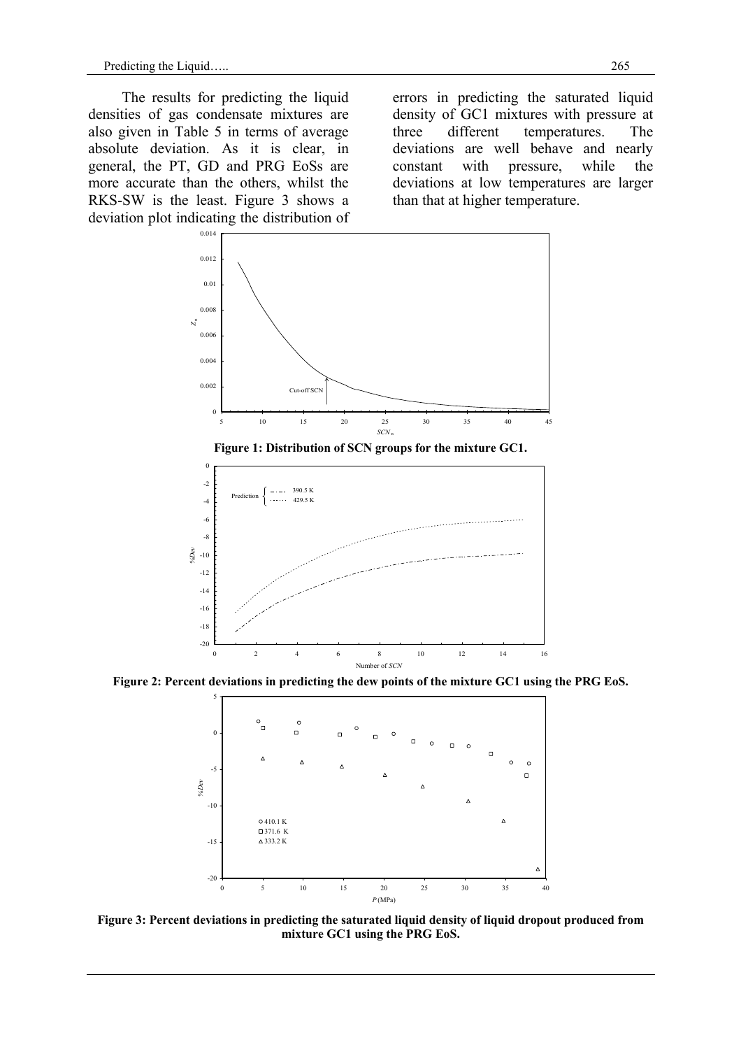The results for predicting the liquid densities of gas condensate mixtures are also given in Table 5 in terms of average absolute deviation. As it is clear, in general, the PT, GD and PRG EoSs are more accurate than the others, whilst the RKS-SW is the least. Figure 3 shows a deviation plot indicating the distribution of errors in predicting the saturated liquid density of GC1 mixtures with pressure at three different temperatures. The deviations are well behave and nearly constant with pressure, while the deviations at low temperatures are larger than that at higher temperature.

**Figure 1: Distribution of SCN groups for the mixture GC1.**

**Figure 2: Percent deviations in predicting the dew points of the mixture GC1 using the PRG EoS.**

**Figure 3: Percent deviations in predicting the saturated liquid density of liquid dropout produced from mixture GC1 using the PRG EoS.**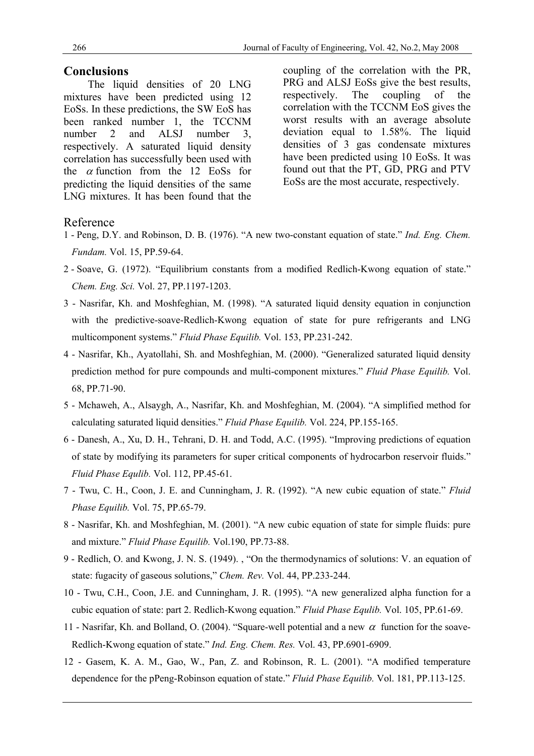## Conclusions

The liquid densities of 20 LNG mixtures have been predicted using 12 EoSs. In these predictions, the SW EoS has been ranked number 1, the TCCNM number 2 and ALSJ number 3, respectively. A saturated liquid density correlation has successfully been used with the $\alpha$ function from the 12 EoSs for predicting the liquid densities of the same LNG mixtures. It has been found that the coupling of the correlation with the PR, PRG and ALSJ EoSs give the best results, respectively. The coupling of the correlation with the TCCNM EoS gives the worst results with an average absolute deviation equal to 1.58%. The liquid densities of 3 gas condensate mixtures have been predicted using 10 EoSs. It was found out that the PT, GD, PRG and PTV EoSs are the most accurate, respectively.

## Reference

1 - Peng, D.Y. and Robinson, D. B. (1976). "A new two-constant equation of state." *Ind. Eng. Chem. Fundam.* Vol. 15, PP.59-64.

2 - Soave, G. (1972). "Equilibrium constants from a modified Redlich-Kwong equation of state." *Chem. Eng. Sci.* Vol. 27, PP.1197-1203.

3 - Nasrifar, Kh. and Moshfeghian, M. (1998). "A saturated liquid density equation in conjunction with the predictive-soave-Redlich-Kwong equation of state for pure refrigerants and LNG multicomponent systems." *Fluid Phase Equilib.* Vol. 153, PP.231-242.

4 - Nasrifar, Kh., Ayatollahi, Sh. and Moshfeghian, M. (2000). "Generalized saturated liquid density prediction method for pure compounds and multi-component mixtures." *Fluid Phase Equilib.* Vol. 68, PP.71-90.

5 - Mchaweh, A., Alsaygh, A., Nasrifar, Kh. and Moshfeghian, M. (2004). "A simplified method for calculating saturated liquid densities." *Fluid Phase Equilib.* Vol. 224, PP.155-165.

6 - Danesh, A., Xu, D. H., Tehrani, D. H. and Todd, A.C. (1995). "Improving predictions of equation of state by modifying its parameters for super critical components of hydrocarbon reservoir fluids." *Fluid Phase Equlib.* Vol. 112, PP.45-61.

7 - Twu, C. H., Coon, J. E. and Cunningham, J. R. (1992). "A new cubic equation of state." *Fluid Phase Equilib.* Vol. 75, PP.65-79.

8 - Nasrifar, Kh. and Moshfeghian, M. (2001). "A new cubic equation of state for simple fluids: pure and mixture." *Fluid Phase Equilib.* Vol.190, PP.73-88.

9 - Redlich, O. and Kwong, J. N. S. (1949). , "On the thermodynamics of solutions: V. an equation of state: fugacity of gaseous solutions," *Chem. Rev.* Vol. 44, PP.233-244.

10 - Twu, C.H., Coon, J.E. and Cunningham, J. R. (1995). "A new generalized alpha function for a cubic equation of state: part 2. Redlich-Kwong equation." *Fluid Phase Equlib.* Vol. 105, PP.61-69.

11 - Nasrifar, Kh. and Bolland, O. (2004). "Square-well potential and a new $\alpha$ function for the soave-Redlich-Kwong equation of state." *Ind. Eng. Chem. Res.* Vol. 43, PP.6901-6909.

12 - Gasem, K. A. M., Gao, W., Pan, Z. and Robinson, R. L. (2001). "A modified temperature dependence for the pPeng-Robinson equation of state." *Fluid Phase Equilib.* Vol. 181, PP.113-125.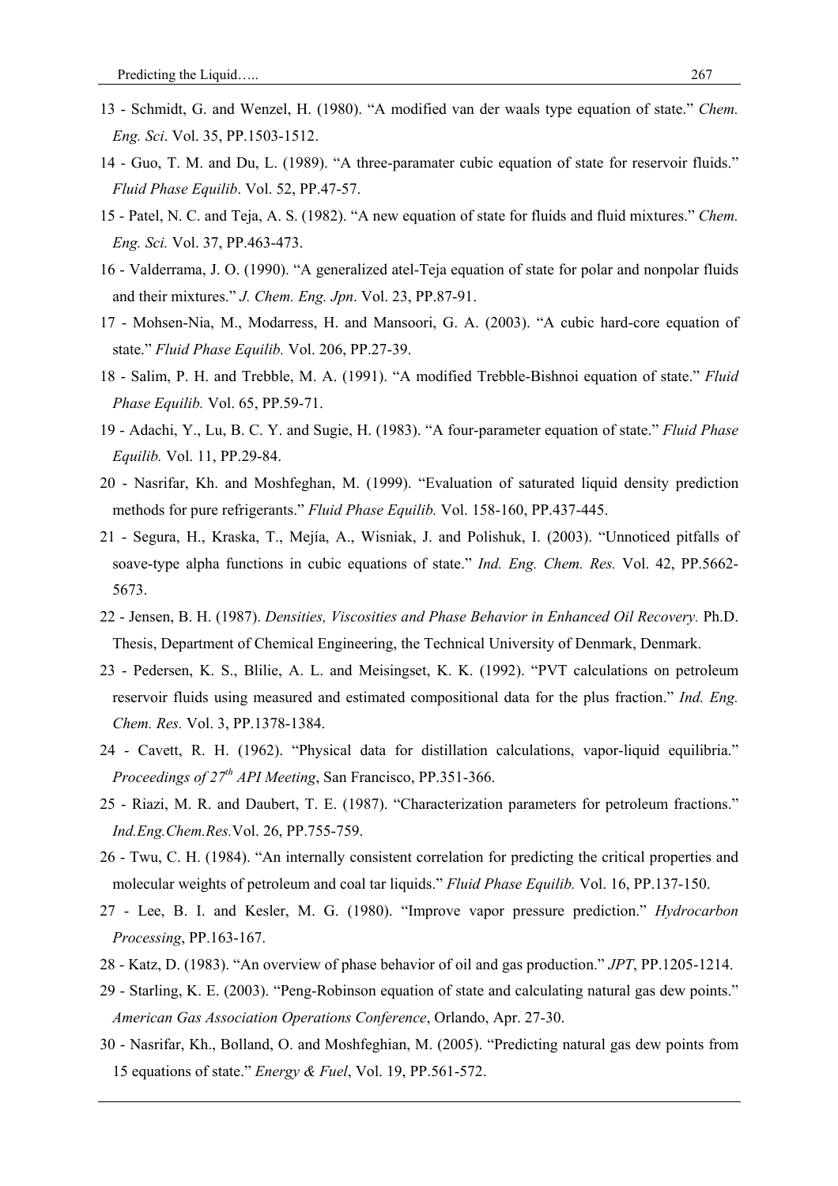13 - Schmidt, G. and Wenzel, H. (1980). "A modified van der waals type equation of state." *Chem. Eng. Sci*. Vol. 35, PP.1503-1512.

14 - Guo, T. M. and Du, L. (1989). "A three-paramater cubic equation of state for reservoir fluids." *Fluid Phase Equilib*. Vol. 52, PP.47-57.

15 - Patel, N. C. and Teja, A. S. (1982). "A new equation of state for fluids and fluid mixtures." *Chem. Eng. Sci.* Vol. 37, PP.463-473.

16 - Valderrama, J. O. (1990). "A generalized atel-Teja equation of state for polar and nonpolar fluids and their mixtures." *J. Chem. Eng. Jpn*. Vol. 23, PP.87-91.

17 - Mohsen-Nia, M., Modarress, H. and Mansoori, G. A. (2003). "A cubic hard-core equation of state." *Fluid Phase Equilib.* Vol. 206, PP.27-39.

18 - Salim, P. H. and Trebble, M. A. (1991). "A modified Trebble-Bishnoi equation of state." *Fluid Phase Equilib.* Vol. 65, PP.59-71.

19 - Adachi, Y., Lu, B. C. Y. and Sugie, H. (1983). "A four-parameter equation of state." *Fluid Phase Equilib.* Vol. 11, PP.29-84.

20 - Nasrifar, Kh. and Moshfeghan, M. (1999). "Evaluation of saturated liquid density prediction methods for pure refrigerants." *Fluid Phase Equilib.* Vol. 158-160, PP.437-445.

21 - Segura, H., Kraska, T., Mejía, A., Wisniak, J. and Polishuk, I. (2003). "Unnoticed pitfalls of soave-type alpha functions in cubic equations of state." *Ind. Eng. Chem. Res.* Vol. 42, PP.5662-5673.

22 - Jensen, B. H. (1987). *Densities, Viscosities and Phase Behavior in Enhanced Oil Recovery.* Ph.D. Thesis, Department of Chemical Engineering, the Technical University of Denmark, Denmark.

23 - Pedersen, K. S., Blilie, A. L. and Meisingset, K. K. (1992). "PVT calculations on petroleum reservoir fluids using measured and estimated compositional data for the plus fraction." *Ind. Eng. Chem. Res.* Vol. 3, PP.1378-1384.

24 - Cavett, R. H. (1962). "Physical data for distillation calculations, vapor-liquid equilibria." *Proceedings of 27th API Meeting*, San Francisco, PP.351-366.

25 - Riazi, M. R. and Daubert, T. E. (1987). "Characterization parameters for petroleum fractions." *Ind.Eng.Chem.Res.*Vol. 26, PP.755-759.

26 - Twu, C. H. (1984). "An internally consistent correlation for predicting the critical properties and molecular weights of petroleum and coal tar liquids." *Fluid Phase Equilib.* Vol. 16, PP.137-150.

27 - Lee, B. I. and Kesler, M. G. (1980). "Improve vapor pressure prediction." *Hydrocarbon Processing*, PP.163-167.

28 - Katz, D. (1983). "An overview of phase behavior of oil and gas production." *JPT*, PP.1205-1214.

29 - Starling, K. E. (2003). "Peng-Robinson equation of state and calculating natural gas dew points." *American Gas Association Operations Conference*, Orlando, Apr. 27-30.

30 - Nasrifar, Kh., Bolland, O. and Moshfeghian, M. (2005). "Predicting natural gas dew points from 15 equations of state." *Energy & Fuel*, Vol. 19, PP.561-572.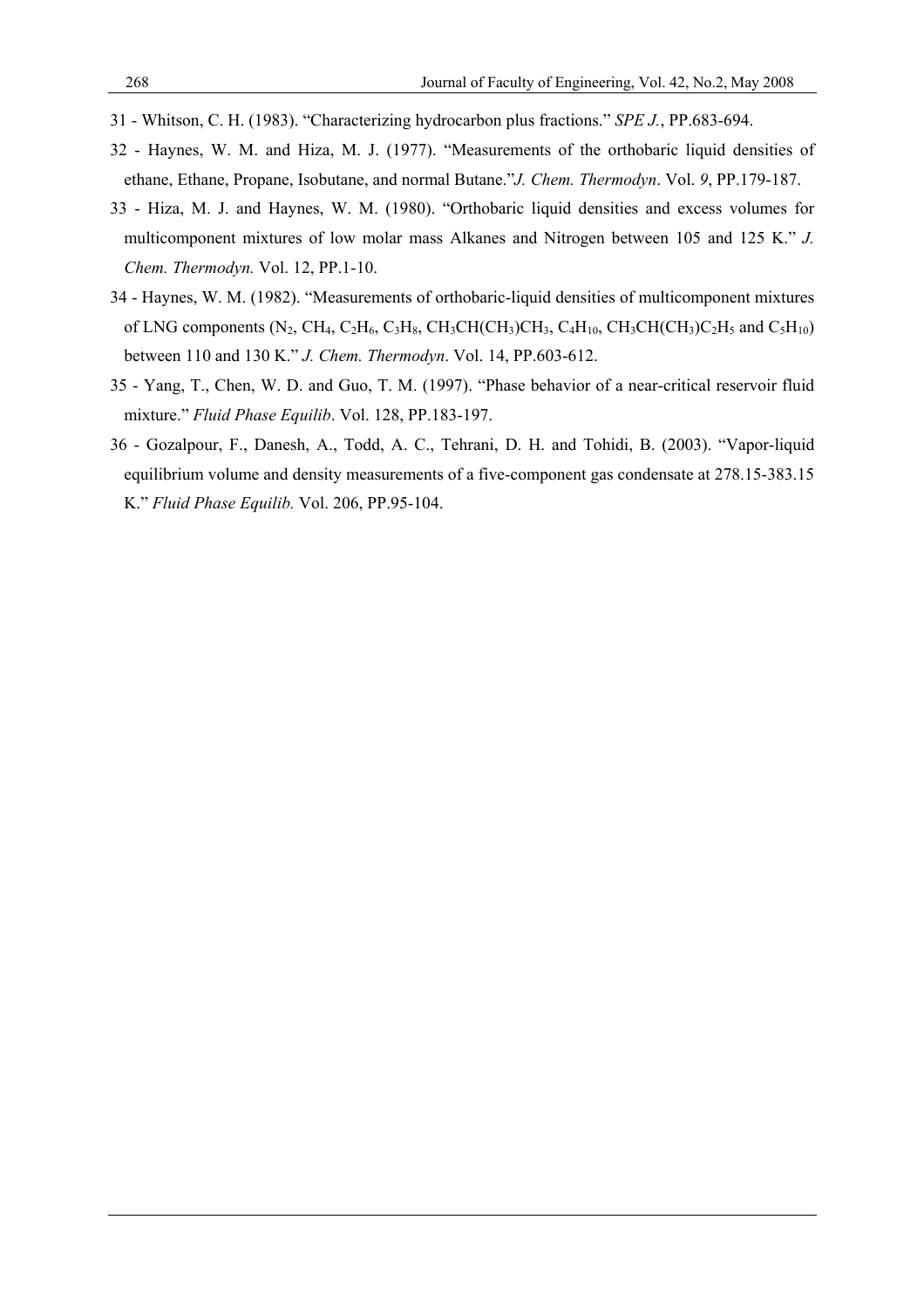31 - Whitson, C. H. (1983). "Characterizing hydrocarbon plus fractions." *SPE J.*, PP.683-694.

32 - Haynes, W. M. and Hiza, M. J. (1977). "Measurements of the orthobaric liquid densities of ethane, Ethane, Propane, Isobutane, and normal Butane."*J. Chem. Thermodyn*. Vol. *9*, PP.179-187.

33 - Hiza, M. J. and Haynes, W. M. (1980). "Orthobaric liquid densities and excess volumes for multicomponent mixtures of low molar mass Alkanes and Nitrogen between 105 and 125 K." *J. Chem. Thermodyn.* Vol. 12, PP.1-10.

34 - Haynes, W. M. (1982). "Measurements of orthobaric-liquid densities of multicomponent mixtures of LNG components ($N_2$, $CH_4$, $C_2H_6$, $C_3H_8$, $CH_3CH(CH_3)CH_3$, $C_4H_{10}$, $CH_3CH(CH_3)C_2H_5$ and $C_5H_{10}$) between 110 and 130 K." *J. Chem. Thermodyn*. Vol. 14, PP.603-612.

35 - Yang, T., Chen, W. D. and Guo, T. M. (1997). "Phase behavior of a near-critical reservoir fluid mixture." *Fluid Phase Equilib*. Vol. 128, PP.183-197.

36 - Gozalpour, F., Danesh, A., Todd, A. C., Tehrani, D. H. and Tohidi, B. (2003). "Vapor-liquid equilibrium volume and density measurements of a five-component gas condensate at 278.15-383.15 K." *Fluid Phase Equilib.* Vol. 206, PP.95-104.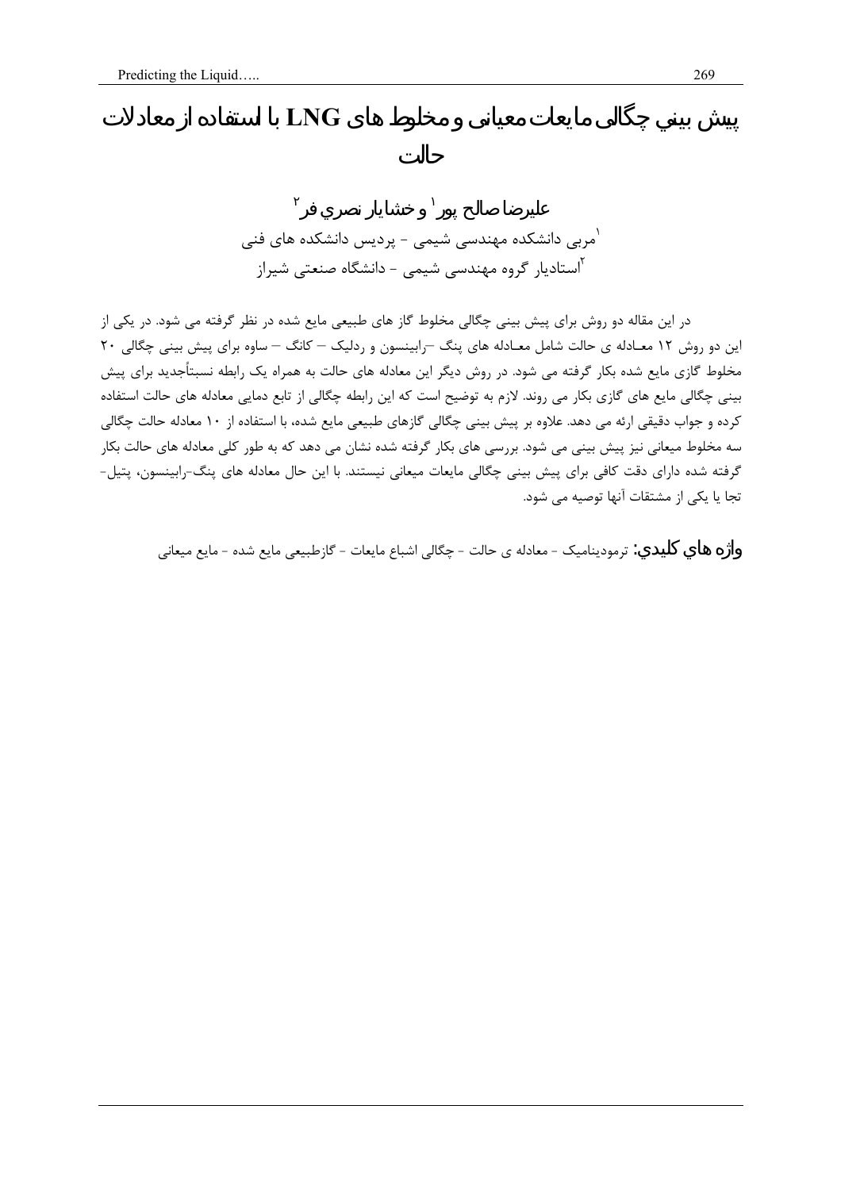# پیش بيني چگالی مايعات معيانی و مخلوط های LNG با استفاده از معادلات حالت

علیرضا صالح پور[۱] و خشایار نصري فر[۲]

[۱]مربی دانشکده مهندسی شیمی - پردیس دانشکده های فنی

[۲]استادیار گروه مهندسی شیمی - دانشگاه صنعتی شیراز

در این مقاله دو روش برای پیش بینی چگالی مخلوط گاز های طبیعی مایع شده در نظر گرفته می شود. در یکی از این دو روش ۱۲ معـادله ی حالت شامل معـادله های پنگ –رابینسون و ردلیک – کانگ – ساوه برای پیش بینی چگالی ۲۰ مخلوط گازی مایع شده بکار گرفته می شود. در روش دیگر این معادله های حالت به همراه یک رابطه نسبتاًجدید برای پیش بینی چگالی مایع های گازی بکار می روند. لازم به توضیح است که این رابطه چگالی از تابع دمایی معادله های حالت استفاده کرده و جواب دقیقی ارئه می دهد. علاوه بر پیش بینی چگالی گازهای طبیعی مایع شده، با استفاده از ۱۰ معادله حالت چگالی سه مخلوط میعانی نیز پیش بینی می شود. بررسی های بکار گرفته شده نشان می دهد که به طور کلی معادله های حالت بکار گرفته شده دارای دقت کافی برای پیش بینی چگالی مایعات میعانی نیستند. با این حال معادله های پنگ-رابینسون، پتیل-تجا یا یکی از مشتقات آنها توصیه می شود.

**واژه هاي کليدي:** ترمودینامیک - معادله ی حالت - چگالی اشباع مایعات - گازطبیعی مایع شده - مایع میعانی